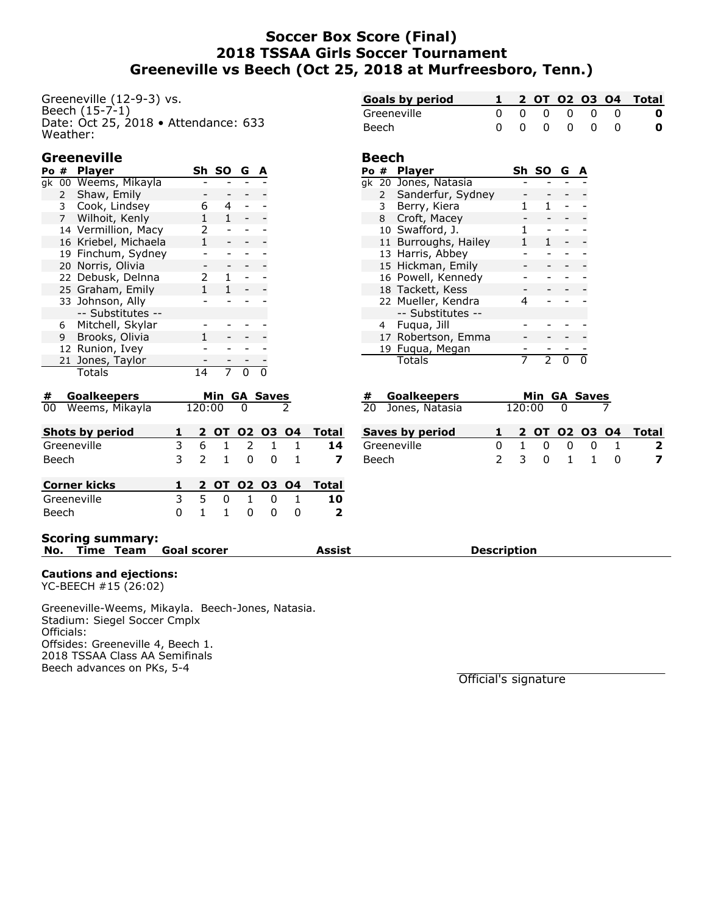# Soccer Box Score (Final)
# 2018 TSSAA Girls Soccer Tournament
# Greeneville vs Beech (Oct 25, 2018 at Murfreesboro, Tenn.)

Greeneville (12-9-3) vs.
Beech (15-7-1)
Date: Oct 25, 2018 • Attendance: 633
Weather:

| Goals by period | 1 | 2 | OT | O2 | O3 | O4 | Total |
|---|---|---|---|---|---|---|---|
| Greeneville | 0 | 0 | 0 | 0 | 0 | 0 | **0** |
| Beech | 0 | 0 | 0 | 0 | 0 | 0 | **0** |

## Greeneville

| Po | # | Player | Sh | SO | G | A |
|---|---|---|---|---|---|---|
| gk | 00 | Weems, Mikayla | - | - | - | - |
| | 2 | Shaw, Emily | - | - | - | - |
| | 3 | Cook, Lindsey | 6 | 4 | - | - |
| | 7 | Wilhoit, Kenly | 1 | 1 | - | - |
| | 14 | Vermillion, Macy | 2 | - | - | - |
| | 16 | Kriebel, Michaela | 1 | - | - | - |
| | 19 | Finchum, Sydney | - | - | - | - |
| | 20 | Norris, Olivia | - | - | - | - |
| | 22 | Debusk, Delnna | 2 | 1 | - | - |
| | 25 | Graham, Emily | 1 | 1 | - | - |
| | 33 | Johnson, Ally | - | - | - | - |
| | | -- Substitutes -- | | | | |
| | 6 | Mitchell, Skylar | - | - | - | - |
| | 9 | Brooks, Olivia | 1 | - | - | - |
| | 12 | Runion, Ivey | - | - | - | - |
| | 21 | Jones, Taylor | - | - | - | - |
| | | Totals | 14 | 7 | 0 | 0 |

## Beech

| Po | # | Player | Sh | SO | G | A |
|---|---|---|---|---|---|---|
| gk | 20 | Jones, Natasia | - | - | - | - |
| | 2 | Sanderfur, Sydney | - | - | - | - |
| | 3 | Berry, Kiera | 1 | 1 | - | - |
| | 8 | Croft, Macey | - | - | - | - |
| | 10 | Swafford, J. | 1 | - | - | - |
| | 11 | Burroughs, Hailey | 1 | 1 | - | - |
| | 13 | Harris, Abbey | - | - | - | - |
| | 15 | Hickman, Emily | - | - | - | - |
| | 16 | Powell, Kennedy | - | - | - | - |
| | 18 | Tackett, Kess | - | - | - | - |
| | 22 | Mueller, Kendra | 4 | - | - | - |
| | | -- Substitutes -- | | | | |
| | 4 | Fuqua, Jill | - | - | - | - |
| | 17 | Robertson, Emma | - | - | - | - |
| | 19 | Fuqua, Megan | - | - | - | - |
| | | Totals | 7 | 2 | 0 | 0 |

| # | Goalkeepers | Min | GA | Saves |
|---|---|---|---|---|
| 00 | Weems, Mikayla | 120:00 | 0 | 2 |

| # | Goalkeepers | Min | GA | Saves |
|---|---|---|---|---|
| 20 | Jones, Natasia | 120:00 | 0 | 7 |

| Shots by period | 1 | 2 | OT | O2 | O3 | O4 | Total |
|---|---|---|---|---|---|---|---|
| Greeneville | 3 | 6 | 1 | 2 | 1 | 1 | **14** |
| Beech | 3 | 2 | 1 | 0 | 0 | 1 | **7** |

| Saves by period | 1 | 2 | OT | O2 | O3 | O4 | Total |
|---|---|---|---|---|---|---|---|
| Greeneville | 0 | 1 | 0 | 0 | 0 | 1 | **2** |
| Beech | 2 | 3 | 0 | 1 | 1 | 0 | **7** |

| Corner kicks | 1 | 2 | OT | O2 | O3 | O4 | Total |
|---|---|---|---|---|---|---|---|
| Greeneville | 3 | 5 | 0 | 1 | 0 | 1 | **10** |
| Beech | 0 | 1 | 1 | 0 | 0 | 0 | **2** |

**Scoring summary:**

| No. | Time | Team | Goal scorer | Assist | Description |
|---|---|---|---|---|---|

**Cautions and ejections:**
YC-BEECH #15 (26:02)

Greeneville-Weems, Mikayla. Beech-Jones, Natasia.
Stadium: Siegel Soccer Cmplx
Officials:
Offsides: Greeneville 4, Beech 1.
2018 TSSAA Class AA Semifinals
Beech advances on PKs, 5-4

Official's signature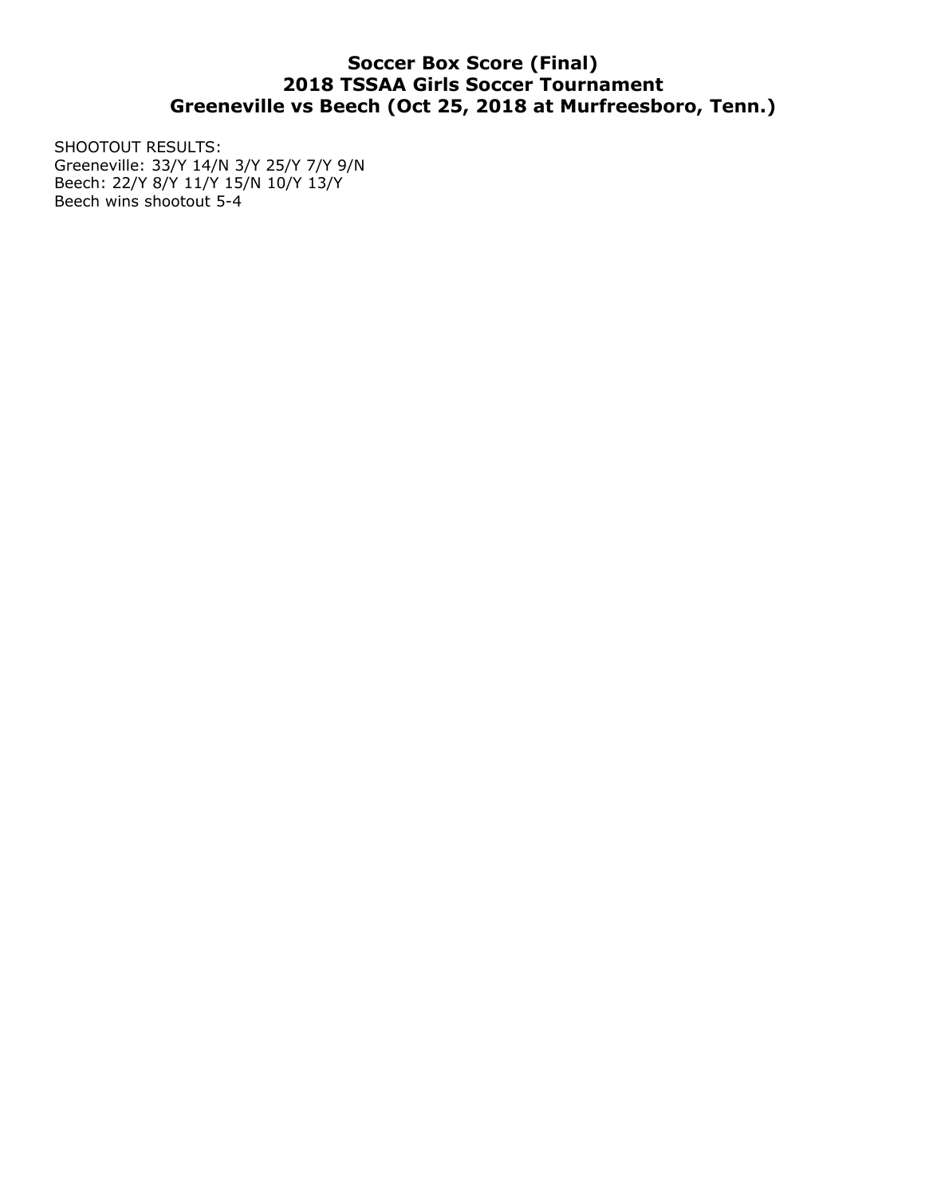# Soccer Box Score (Final)
# 2018 TSSAA Girls Soccer Tournament
# Greeneville vs Beech (Oct 25, 2018 at Murfreesboro, Tenn.)

SHOOTOUT RESULTS:
Greeneville: 33/Y 14/N 3/Y 25/Y 7/Y 9/N
Beech: 22/Y 8/Y 11/Y 15/N 10/Y 13/Y
Beech wins shootout 5-4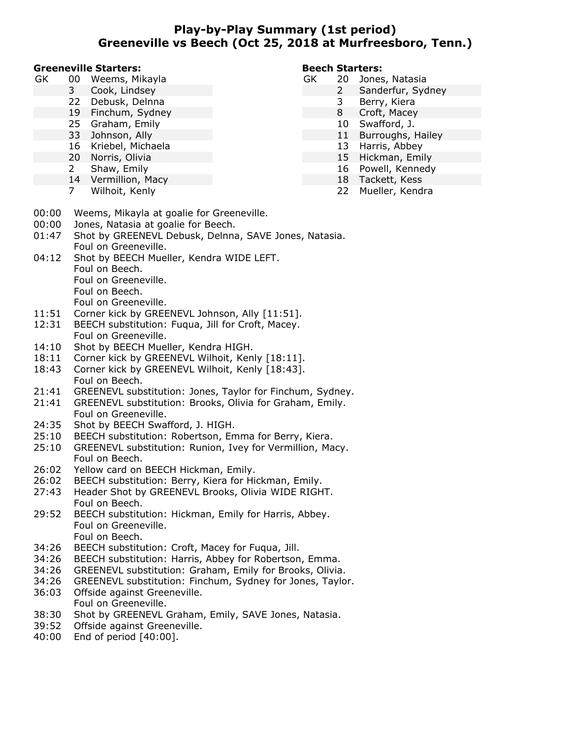# Play-by-Play Summary (1st period)
## Greeneville vs Beech (Oct 25, 2018 at Murfreesboro, Tenn.)

**Greeneville Starters:**

| | | |
|---|---|---|
| GK | 00 | Weems, Mikayla |
| | 3 | Cook, Lindsey |
| | 22 | Debusk, Delnna |
| | 19 | Finchum, Sydney |
| | 25 | Graham, Emily |
| | 33 | Johnson, Ally |
| | 16 | Kriebel, Michaela |
| | 20 | Norris, Olivia |
| | 2 | Shaw, Emily |
| | 14 | Vermillion, Macy |
| | 7 | Wilhoit, Kenly |

**Beech Starters:**

| | | |
|---|---|---|
| GK | 20 | Jones, Natasia |
| | 2 | Sanderfur, Sydney |
| | 3 | Berry, Kiera |
| | 8 | Croft, Macey |
| | 10 | Swafford, J. |
| | 11 | Burroughs, Hailey |
| | 13 | Harris, Abbey |
| | 15 | Hickman, Emily |
| | 16 | Powell, Kennedy |
| | 18 | Tackett, Kess |
| | 22 | Mueller, Kendra |

00:00 Weems, Mikayla at goalie for Greeneville.
00:00 Jones, Natasia at goalie for Beech.
01:47 Shot by GREENEVL Debusk, Delnna, SAVE Jones, Natasia.
Foul on Greeneville.
04:12 Shot by BEECH Mueller, Kendra WIDE LEFT.
Foul on Beech.
Foul on Greeneville.
Foul on Beech.
Foul on Greeneville.
11:51 Corner kick by GREENEVL Johnson, Ally [11:51].
12:31 BEECH substitution: Fuqua, Jill for Croft, Macey.
Foul on Greeneville.
14:10 Shot by BEECH Mueller, Kendra HIGH.
18:11 Corner kick by GREENEVL Wilhoit, Kenly [18:11].
18:43 Corner kick by GREENEVL Wilhoit, Kenly [18:43].
Foul on Beech.
21:41 GREENEVL substitution: Jones, Taylor for Finchum, Sydney.
21:41 GREENEVL substitution: Brooks, Olivia for Graham, Emily.
Foul on Greeneville.
24:35 Shot by BEECH Swafford, J. HIGH.
25:10 BEECH substitution: Robertson, Emma for Berry, Kiera.
25:10 GREENEVL substitution: Runion, Ivey for Vermillion, Macy.
Foul on Beech.
26:02 Yellow card on BEECH Hickman, Emily.
26:02 BEECH substitution: Berry, Kiera for Hickman, Emily.
27:43 Header Shot by GREENEVL Brooks, Olivia WIDE RIGHT.
Foul on Beech.
29:52 BEECH substitution: Hickman, Emily for Harris, Abbey.
Foul on Greeneville.
Foul on Beech.
34:26 BEECH substitution: Croft, Macey for Fuqua, Jill.
34:26 BEECH substitution: Harris, Abbey for Robertson, Emma.
34:26 GREENEVL substitution: Graham, Emily for Brooks, Olivia.
34:26 GREENEVL substitution: Finchum, Sydney for Jones, Taylor.
36:03 Offside against Greeneville.
Foul on Greeneville.
38:30 Shot by GREENEVL Graham, Emily, SAVE Jones, Natasia.
39:52 Offside against Greeneville.
40:00 End of period [40:00].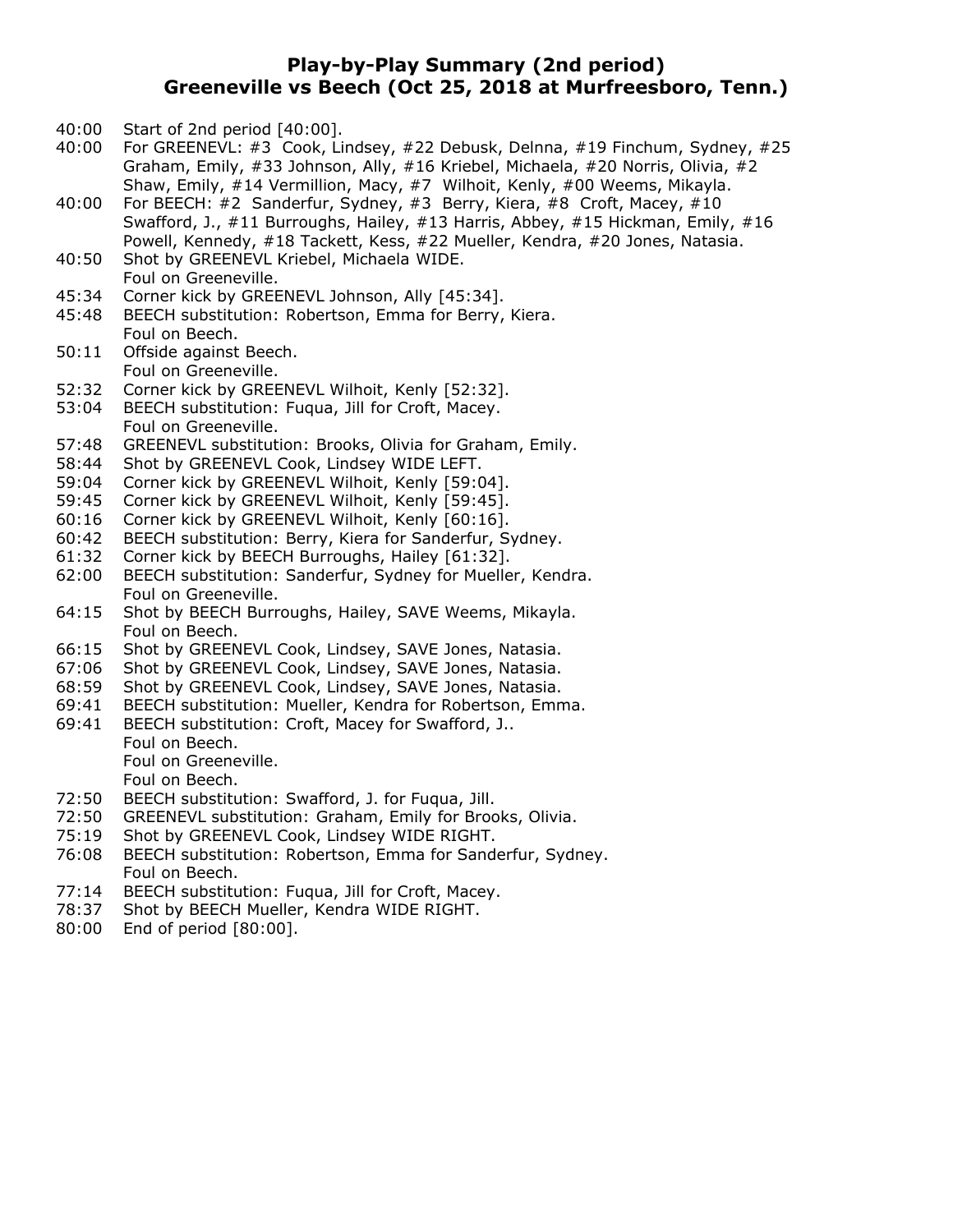## Play-by-Play Summary (2nd period)
## Greeneville vs Beech (Oct 25, 2018 at Murfreesboro, Tenn.)

40:00 Start of 2nd period [40:00].
40:00 For GREENEVL: #3 Cook, Lindsey, #22 Debusk, Delnna, #19 Finchum, Sydney, #25 Graham, Emily, #33 Johnson, Ally, #16 Kriebel, Michaela, #20 Norris, Olivia, #2 Shaw, Emily, #14 Vermillion, Macy, #7 Wilhoit, Kenly, #00 Weems, Mikayla.
40:00 For BEECH: #2 Sanderfur, Sydney, #3 Berry, Kiera, #8 Croft, Macey, #10 Swafford, J., #11 Burroughs, Hailey, #13 Harris, Abbey, #15 Hickman, Emily, #16 Powell, Kennedy, #18 Tackett, Kess, #22 Mueller, Kendra, #20 Jones, Natasia.
40:50 Shot by GREENEVL Kriebel, Michaela WIDE.
Foul on Greeneville.
45:34 Corner kick by GREENEVL Johnson, Ally [45:34].
45:48 BEECH substitution: Robertson, Emma for Berry, Kiera.
Foul on Beech.
50:11 Offside against Beech.
Foul on Greeneville.
52:32 Corner kick by GREENEVL Wilhoit, Kenly [52:32].
53:04 BEECH substitution: Fuqua, Jill for Croft, Macey.
Foul on Greeneville.
57:48 GREENEVL substitution: Brooks, Olivia for Graham, Emily.
58:44 Shot by GREENEVL Cook, Lindsey WIDE LEFT.
59:04 Corner kick by GREENEVL Wilhoit, Kenly [59:04].
59:45 Corner kick by GREENEVL Wilhoit, Kenly [59:45].
60:16 Corner kick by GREENEVL Wilhoit, Kenly [60:16].
60:42 BEECH substitution: Berry, Kiera for Sanderfur, Sydney.
61:32 Corner kick by BEECH Burroughs, Hailey [61:32].
62:00 BEECH substitution: Sanderfur, Sydney for Mueller, Kendra.
Foul on Greeneville.
64:15 Shot by BEECH Burroughs, Hailey, SAVE Weems, Mikayla.
Foul on Beech.
66:15 Shot by GREENEVL Cook, Lindsey, SAVE Jones, Natasia.
67:06 Shot by GREENEVL Cook, Lindsey, SAVE Jones, Natasia.
68:59 Shot by GREENEVL Cook, Lindsey, SAVE Jones, Natasia.
69:41 BEECH substitution: Mueller, Kendra for Robertson, Emma.
69:41 BEECH substitution: Croft, Macey for Swafford, J..
Foul on Beech.
Foul on Greeneville.
Foul on Beech.
72:50 BEECH substitution: Swafford, J. for Fuqua, Jill.
72:50 GREENEVL substitution: Graham, Emily for Brooks, Olivia.
75:19 Shot by GREENEVL Cook, Lindsey WIDE RIGHT.
76:08 BEECH substitution: Robertson, Emma for Sanderfur, Sydney.
Foul on Beech.
77:14 BEECH substitution: Fuqua, Jill for Croft, Macey.
78:37 Shot by BEECH Mueller, Kendra WIDE RIGHT.
80:00 End of period [80:00].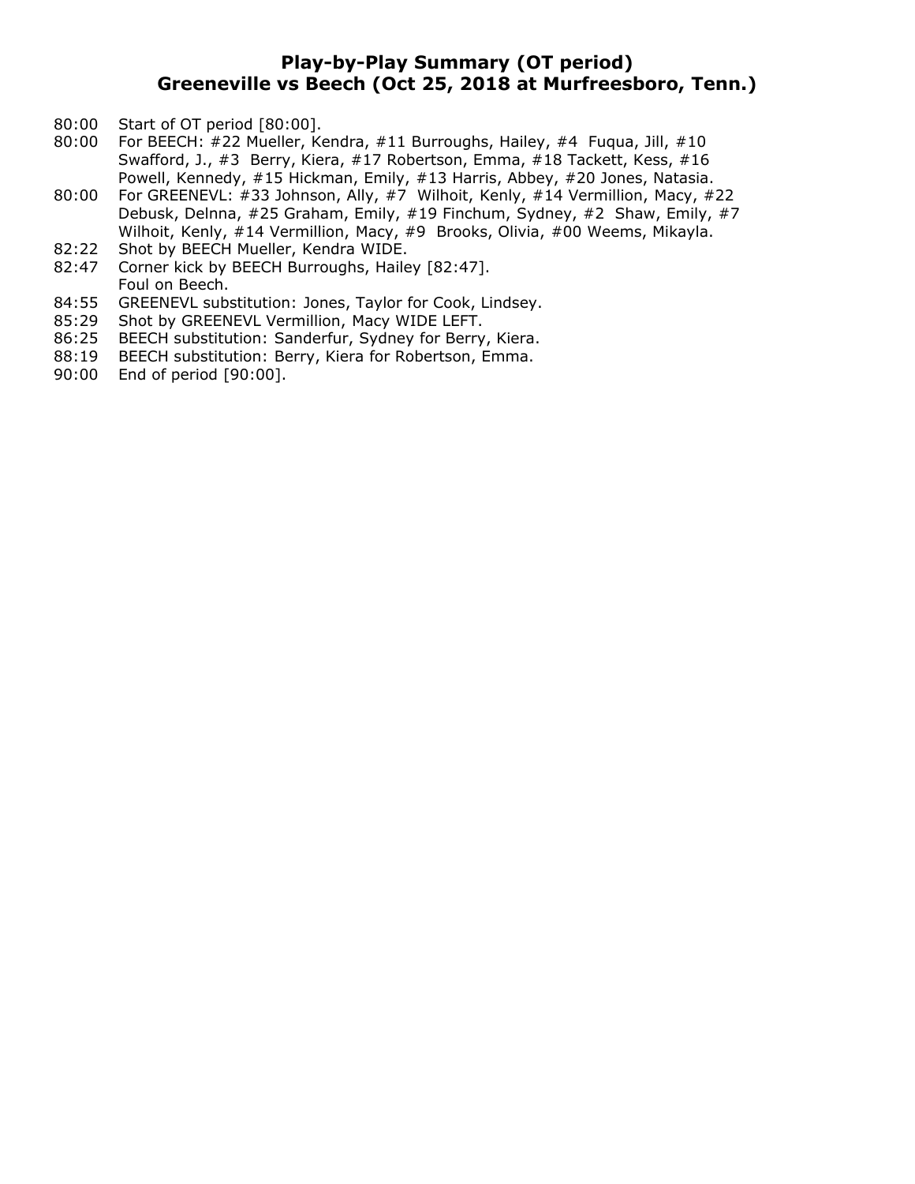## Play-by-Play Summary (OT period)
## Greeneville vs Beech (Oct 25, 2018 at Murfreesboro, Tenn.)

80:00 Start of OT period [80:00].
80:00 For BEECH: #22 Mueller, Kendra, #11 Burroughs, Hailey, #4 Fuqua, Jill, #10 Swafford, J., #3 Berry, Kiera, #17 Robertson, Emma, #18 Tackett, Kess, #16 Powell, Kennedy, #15 Hickman, Emily, #13 Harris, Abbey, #20 Jones, Natasia.
80:00 For GREENEVL: #33 Johnson, Ally, #7 Wilhoit, Kenly, #14 Vermillion, Macy, #22 Debusk, Delnna, #25 Graham, Emily, #19 Finchum, Sydney, #2 Shaw, Emily, #7 Wilhoit, Kenly, #14 Vermillion, Macy, #9 Brooks, Olivia, #00 Weems, Mikayla.
82:22 Shot by BEECH Mueller, Kendra WIDE.
82:47 Corner kick by BEECH Burroughs, Hailey [82:47].
Foul on Beech.
84:55 GREENEVL substitution: Jones, Taylor for Cook, Lindsey.
85:29 Shot by GREENEVL Vermillion, Macy WIDE LEFT.
86:25 BEECH substitution: Sanderfur, Sydney for Berry, Kiera.
88:19 BEECH substitution: Berry, Kiera for Robertson, Emma.
90:00 End of period [90:00].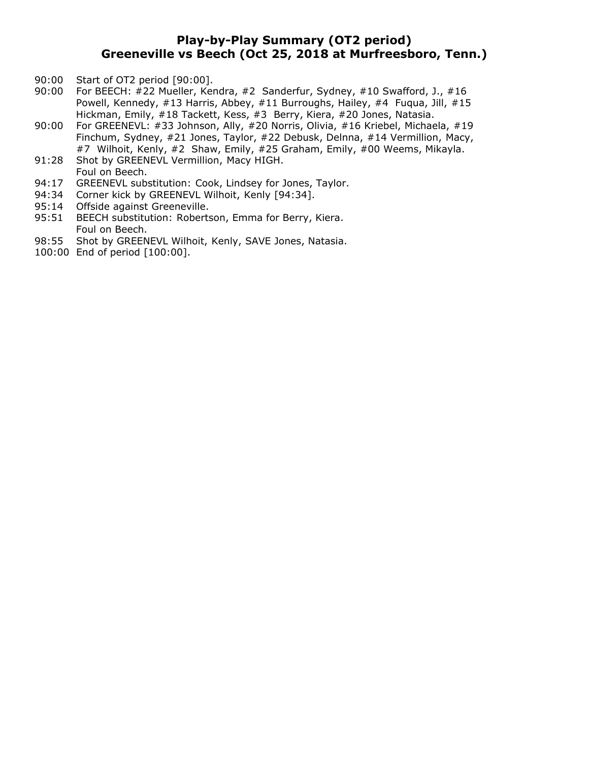# Play-by-Play Summary (OT2 period)
# Greeneville vs Beech (Oct 25, 2018 at Murfreesboro, Tenn.)

90:00 Start of OT2 period [90:00].
90:00 For BEECH: #22 Mueller, Kendra, #2 Sanderfur, Sydney, #10 Swafford, J., #16 Powell, Kennedy, #13 Harris, Abbey, #11 Burroughs, Hailey, #4 Fuqua, Jill, #15 Hickman, Emily, #18 Tackett, Kess, #3 Berry, Kiera, #20 Jones, Natasia.
90:00 For GREENEVL: #33 Johnson, Ally, #20 Norris, Olivia, #16 Kriebel, Michaela, #19 Finchum, Sydney, #21 Jones, Taylor, #22 Debusk, Delnna, #14 Vermillion, Macy, #7 Wilhoit, Kenly, #2 Shaw, Emily, #25 Graham, Emily, #00 Weems, Mikayla.
91:28 Shot by GREENEVL Vermillion, Macy HIGH.
Foul on Beech.
94:17 GREENEVL substitution: Cook, Lindsey for Jones, Taylor.
94:34 Corner kick by GREENEVL Wilhoit, Kenly [94:34].
95:14 Offside against Greeneville.
95:51 BEECH substitution: Robertson, Emma for Berry, Kiera.
Foul on Beech.
98:55 Shot by GREENEVL Wilhoit, Kenly, SAVE Jones, Natasia.
100:00 End of period [100:00].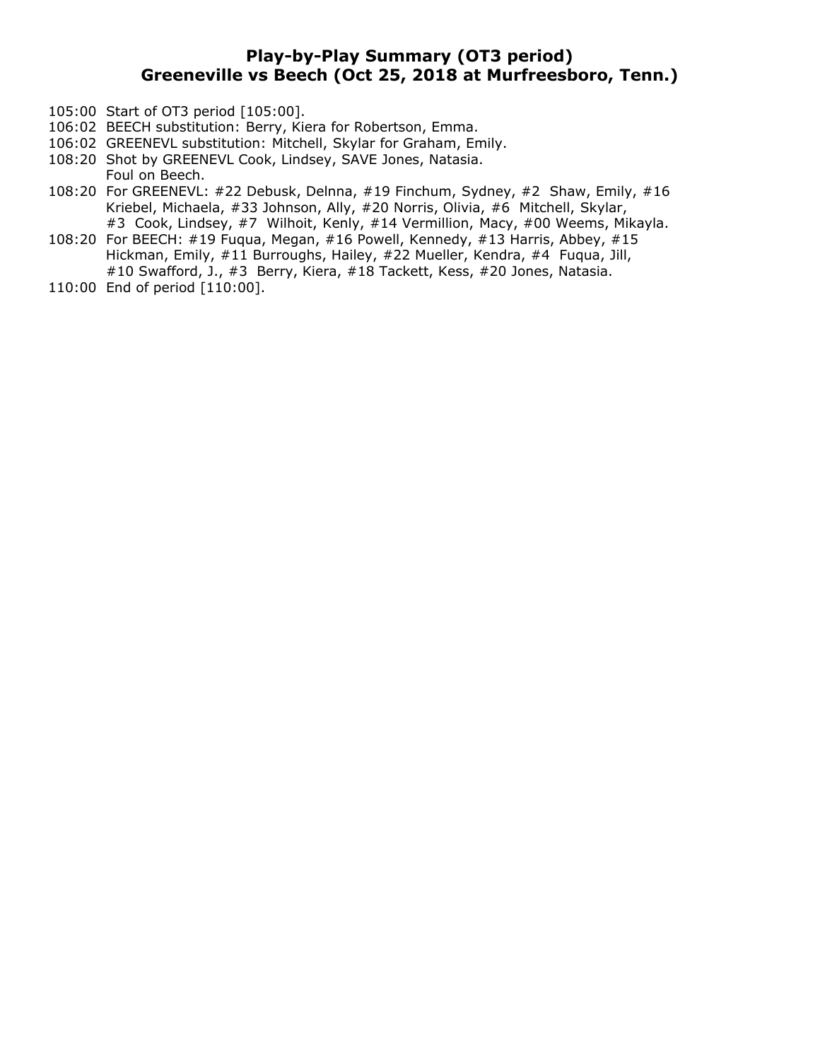## Play-by-Play Summary (OT3 period)
## Greeneville vs Beech (Oct 25, 2018 at Murfreesboro, Tenn.)

105:00 Start of OT3 period [105:00].
106:02 BEECH substitution: Berry, Kiera for Robertson, Emma.
106:02 GREENEVL substitution: Mitchell, Skylar for Graham, Emily.
108:20 Shot by GREENEVL Cook, Lindsey, SAVE Jones, Natasia.
Foul on Beech.
108:20 For GREENEVL: #22 Debusk, Delnna, #19 Finchum, Sydney, #2 Shaw, Emily, #16 Kriebel, Michaela, #33 Johnson, Ally, #20 Norris, Olivia, #6 Mitchell, Skylar, #3 Cook, Lindsey, #7 Wilhoit, Kenly, #14 Vermillion, Macy, #00 Weems, Mikayla.
108:20 For BEECH: #19 Fuqua, Megan, #16 Powell, Kennedy, #13 Harris, Abbey, #15 Hickman, Emily, #11 Burroughs, Hailey, #22 Mueller, Kendra, #4 Fuqua, Jill, #10 Swafford, J., #3 Berry, Kiera, #18 Tackett, Kess, #20 Jones, Natasia.
110:00 End of period [110:00].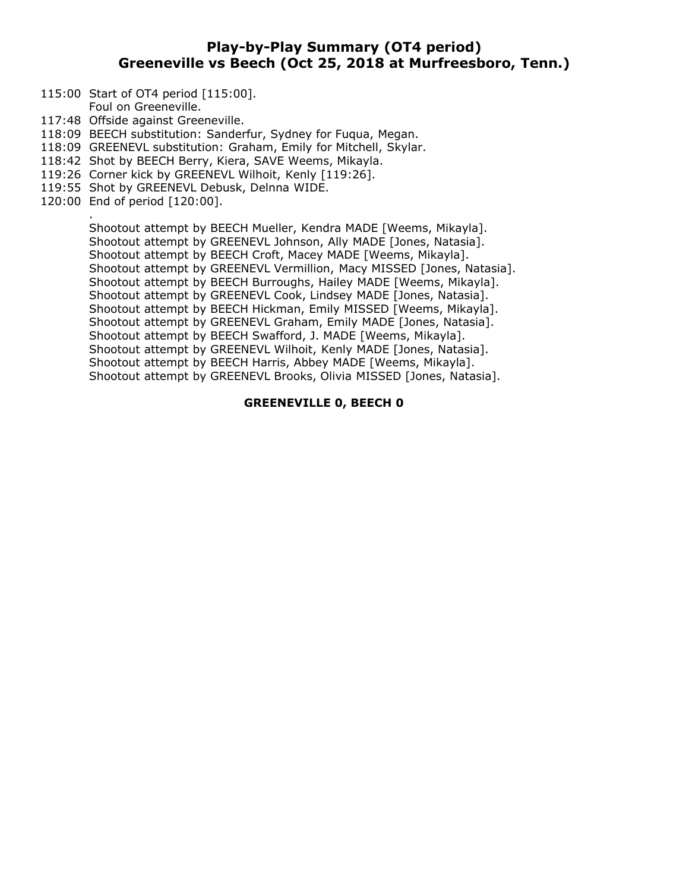# Play-by-Play Summary (OT4 period)
# Greeneville vs Beech (Oct 25, 2018 at Murfreesboro, Tenn.)

115:00 Start of OT4 period [115:00].
Foul on Greeneville.
117:48 Offside against Greeneville.
118:09 BEECH substitution: Sanderfur, Sydney for Fuqua, Megan.
118:09 GREENEVL substitution: Graham, Emily for Mitchell, Skylar.
118:42 Shot by BEECH Berry, Kiera, SAVE Weems, Mikayla.
119:26 Corner kick by GREENEVL Wilhoit, Kenly [119:26].
119:55 Shot by GREENEVL Debusk, Delnna WIDE.
120:00 End of period [120:00].
.
Shootout attempt by BEECH Mueller, Kendra MADE [Weems, Mikayla].
Shootout attempt by GREENEVL Johnson, Ally MADE [Jones, Natasia].
Shootout attempt by BEECH Croft, Macey MADE [Weems, Mikayla].
Shootout attempt by GREENEVL Vermillion, Macy MISSED [Jones, Natasia].
Shootout attempt by BEECH Burroughs, Hailey MADE [Weems, Mikayla].
Shootout attempt by GREENEVL Cook, Lindsey MADE [Jones, Natasia].
Shootout attempt by BEECH Hickman, Emily MISSED [Weems, Mikayla].
Shootout attempt by GREENEVL Graham, Emily MADE [Jones, Natasia].
Shootout attempt by BEECH Swafford, J. MADE [Weems, Mikayla].
Shootout attempt by GREENEVL Wilhoit, Kenly MADE [Jones, Natasia].
Shootout attempt by BEECH Harris, Abbey MADE [Weems, Mikayla].
Shootout attempt by GREENEVL Brooks, Olivia MISSED [Jones, Natasia].

**GREENEVILLE 0, BEECH 0**